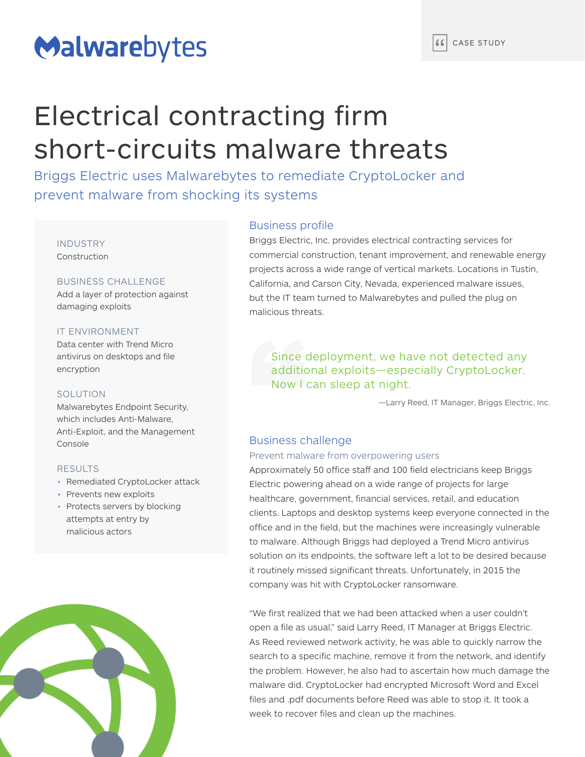Malwarebytes

CASE STUDY

# Electrical contracting firm short-circuits malware threats

Briggs Electric uses Malwarebytes to remediate CryptoLocker and prevent malware from shocking its systems

**INDUSTRY**
Construction

**BUSINESS CHALLENGE**
Add a layer of protection against damaging exploits

**IT ENVIRONMENT**
Data center with Trend Micro antivirus on desktops and file encryption

**SOLUTION**
Malwarebytes Endpoint Security, which includes Anti-Malware, Anti-Exploit, and the Management Console

**RESULTS**

- Remediated CryptoLocker attack
- Prevents new exploits
- Protects servers by blocking attempts at entry by malicious actors

## Business profile

Briggs Electric, Inc. provides electrical contracting services for commercial construction, tenant improvement, and renewable energy projects across a wide range of vertical markets. Locations in Tustin, California, and Carson City, Nevada, experienced malware issues, but the IT team turned to Malwarebytes and pulled the plug on malicious threats.

> Since deployment, we have not detected any additional exploits—especially CryptoLocker. Now I can sleep at night.
>
> —Larry Reed, IT Manager, Briggs Electric, Inc.

## Business challenge

### Prevent malware from overpowering users

Approximately 50 office staff and 100 field electricians keep Briggs Electric powering ahead on a wide range of projects for large healthcare, government, financial services, retail, and education clients. Laptops and desktop systems keep everyone connected in the office and in the field, but the machines were increasingly vulnerable to malware. Although Briggs had deployed a Trend Micro antivirus solution on its endpoints, the software left a lot to be desired because it routinely missed significant threats. Unfortunately, in 2015 the company was hit with CryptoLocker ransomware.

"We first realized that we had been attacked when a user couldn't open a file as usual," said Larry Reed, IT Manager at Briggs Electric. As Reed reviewed network activity, he was able to quickly narrow the search to a specific machine, remove it from the network, and identify the problem. However, he also had to ascertain how much damage the malware did. CryptoLocker had encrypted Microsoft Word and Excel files and .pdf documents before Reed was able to stop it. It took a week to recover files and clean up the machines.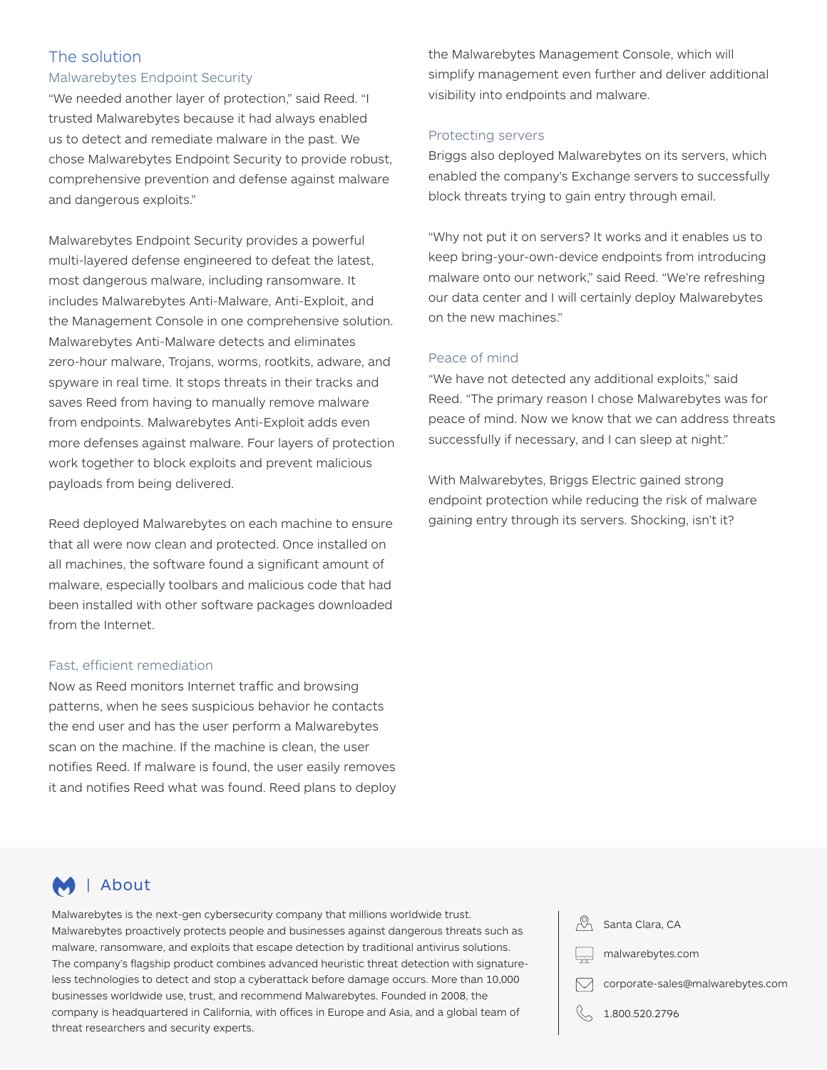## The solution

### Malwarebytes Endpoint Security

"We needed another layer of protection," said Reed. "I trusted Malwarebytes because it had always enabled us to detect and remediate malware in the past. We chose Malwarebytes Endpoint Security to provide robust, comprehensive prevention and defense against malware and dangerous exploits."

Malwarebytes Endpoint Security provides a powerful multi-layered defense engineered to defeat the latest, most dangerous malware, including ransomware. It includes Malwarebytes Anti-Malware, Anti-Exploit, and the Management Console in one comprehensive solution. Malwarebytes Anti-Malware detects and eliminates zero-hour malware, Trojans, worms, rootkits, adware, and spyware in real time. It stops threats in their tracks and saves Reed from having to manually remove malware from endpoints. Malwarebytes Anti-Exploit adds even more defenses against malware. Four layers of protection work together to block exploits and prevent malicious payloads from being delivered.

Reed deployed Malwarebytes on each machine to ensure that all were now clean and protected. Once installed on all machines, the software found a significant amount of malware, especially toolbars and malicious code that had been installed with other software packages downloaded from the Internet.

### Fast, efficient remediation

Now as Reed monitors Internet traffic and browsing patterns, when he sees suspicious behavior he contacts the end user and has the user perform a Malwarebytes scan on the machine. If the machine is clean, the user notifies Reed. If malware is found, the user easily removes it and notifies Reed what was found. Reed plans to deploy the Malwarebytes Management Console, which will simplify management even further and deliver additional visibility into endpoints and malware.

### Protecting servers

Briggs also deployed Malwarebytes on its servers, which enabled the company's Exchange servers to successfully block threats trying to gain entry through email.

"Why not put it on servers? It works and it enables us to keep bring-your-own-device endpoints from introducing malware onto our network," said Reed. "We're refreshing our data center and I will certainly deploy Malwarebytes on the new machines."

### Peace of mind

"We have not detected any additional exploits," said Reed. "The primary reason I chose Malwarebytes was for peace of mind. Now we know that we can address threats successfully if necessary, and I can sleep at night."

With Malwarebytes, Briggs Electric gained strong endpoint protection while reducing the risk of malware gaining entry through its servers. Shocking, isn't it?

## About

Malwarebytes is the next-gen cybersecurity company that millions worldwide trust. Malwarebytes proactively protects people and businesses against dangerous threats such as malware, ransomware, and exploits that escape detection by traditional antivirus solutions. The company's flagship product combines advanced heuristic threat detection with signature-less technologies to detect and stop a cyberattack before damage occurs. More than 10,000 businesses worldwide use, trust, and recommend Malwarebytes. Founded in 2008, the company is headquartered in California, with offices in Europe and Asia, and a global team of threat researchers and security experts.

Santa Clara, CA

malwarebytes.com

corporate-sales@malwarebytes.com

1.800.520.2796